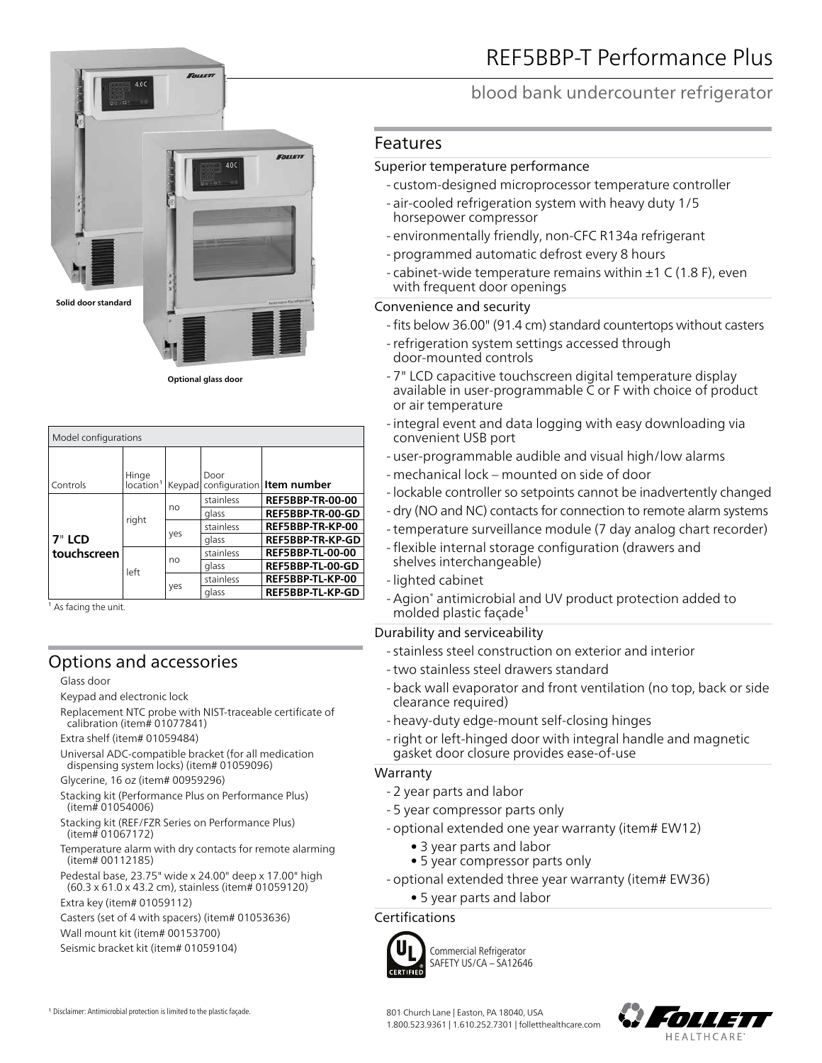# REF5BBP-T Performance Plus

## blood bank undercounter refrigerator

Solid door standard

Optional glass door

| Model configurations | | | | |
|---|---|---|---|---|
| Controls | Hinge location[1] | Keypad | Door configuration | **Item number** |
| **7" LCD touchscreen** | right | no | stainless | **REF5BBP-TR-00-00** |
| | | | glass | **REF5BBP-TR-00-GD** |
| | | yes | stainless | **REF5BBP-TR-KP-00** |
| | | | glass | **REF5BBP-TR-KP-GD** |
| | left | no | stainless | **REF5BBP-TL-00-00** |
| | | | glass | **REF5BBP-TL-00-GD** |
| | | yes | stainless | **REF5BBP-TL-KP-00** |
| | | | glass | **REF5BBP-TL-KP-GD** |

[1] As facing the unit.

## Options and accessories

Glass door

Keypad and electronic lock

Replacement NTC probe with NIST-traceable certificate of calibration (item# 01077841)

Extra shelf (item# 01059484)

Universal ADC-compatible bracket (for all medication dispensing system locks) (item# 01059096)

Glycerine, 16 oz (item# 00959296)

Stacking kit (Performance Plus on Performance Plus) (item# 01054006)

Stacking kit (REF/FZR Series on Performance Plus) (item# 01067172)

Temperature alarm with dry contacts for remote alarming (item# 00112185)

Pedestal base, 23.75" wide x 24.00" deep x 17.00" high (60.3 x 61.0 x 43.2 cm), stainless (item# 01059120)

Extra key (item# 01059112)

Casters (set of 4 with spacers) (item# 01053636)

Wall mount kit (item# 00153700)

Seismic bracket kit (item# 01059104)

## Features

### Superior temperature performance

- custom-designed microprocessor temperature controller
- air-cooled refrigeration system with heavy duty 1/5 horsepower compressor
- environmentally friendly, non-CFC R134a refrigerant
- programmed automatic defrost every 8 hours
- cabinet-wide temperature remains within ±1 C (1.8 F), even with frequent door openings

### Convenience and security

- fits below 36.00" (91.4 cm) standard countertops without casters
- refrigeration system settings accessed through door-mounted controls
- 7" LCD capacitive touchscreen digital temperature display available in user-programmable C or F with choice of product or air temperature
- integral event and data logging with easy downloading via convenient USB port
- user-programmable audible and visual high/low alarms
- mechanical lock – mounted on side of door
- lockable controller so setpoints cannot be inadvertently changed
- dry (NO and NC) contacts for connection to remote alarm systems
- temperature surveillance module (7 day analog chart recorder)
- flexible internal storage configuration (drawers and shelves interchangeable)
- lighted cabinet
- Agion® antimicrobial and UV product protection added to molded plastic façade[1]

### Durability and serviceability

- stainless steel construction on exterior and interior
- two stainless steel drawers standard
- back wall evaporator and front ventilation (no top, back or side clearance required)
- heavy-duty edge-mount self-closing hinges
- right or left-hinged door with integral handle and magnetic gasket door closure provides ease-of-use

### Warranty

- 2 year parts and labor
- 5 year compressor parts only
- optional extended one year warranty (item# EW12)
  - 3 year parts and labor
  - 5 year compressor parts only
- optional extended three year warranty (item# EW36)
  - 5 year parts and labor

### Certifications

Commercial Refrigerator
SAFETY US/CA – SA12646

[1] Disclaimer: Antimicrobial protection is limited to the plastic façade.

801 Church Lane | Easton, PA 18040, USA
1.800.523.9361 | 1.610.252.7301 | folletthealthcare.com

FOLLETT HEALTHCARE®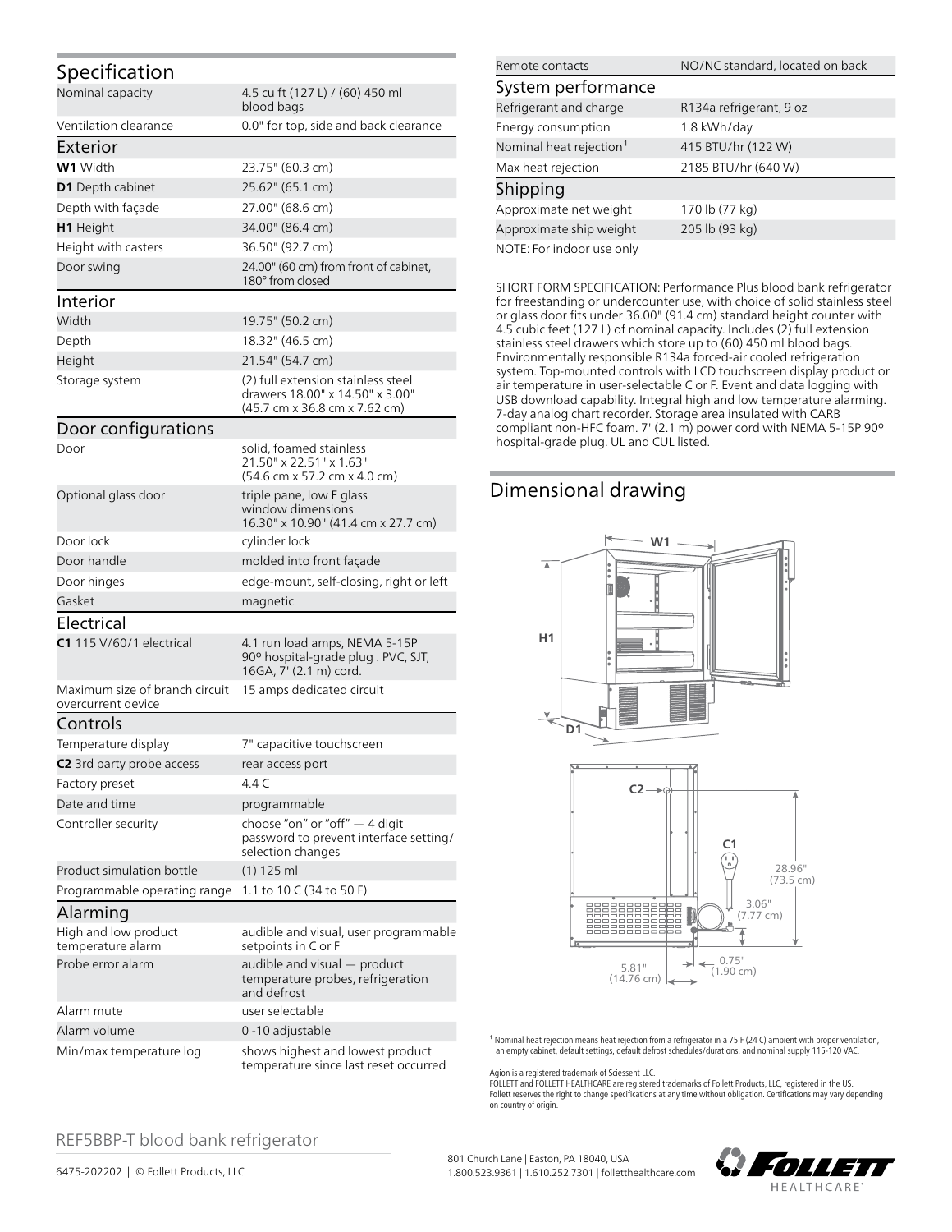## Specification

| | |
|---|---|
| Nominal capacity | 4.5 cu ft (127 L) / (60) 450 ml blood bags |
| Ventilation clearance | 0.0" for top, side and back clearance |

### Exterior

| | |
|---|---|
| **W1** Width | 23.75" (60.3 cm) |
| **D1** Depth cabinet | 25.62" (65.1 cm) |
| Depth with façade | 27.00" (68.6 cm) |
| **H1** Height | 34.00" (86.4 cm) |
| Height with casters | 36.50" (92.7 cm) |
| Door swing | 24.00" (60 cm) from front of cabinet, 180° from closed |

### Interior

| | |
|---|---|
| Width | 19.75" (50.2 cm) |
| Depth | 18.32" (46.5 cm) |
| Height | 21.54" (54.7 cm) |
| Storage system | (2) full extension stainless steel drawers 18.00" x 14.50" x 3.00" (45.7 cm x 36.8 cm x 7.62 cm) |

### Door configurations

| | |
|---|---|
| Door | solid, foamed stainless 21.50" x 22.51" x 1.63" (54.6 cm x 57.2 cm x 4.0 cm) |
| Optional glass door | triple pane, low E glass window dimensions 16.30" x 10.90" (41.4 cm x 27.7 cm) |
| Door lock | cylinder lock |
| Door handle | molded into front façade |
| Door hinges | edge-mount, self-closing, right or left |
| Gasket | magnetic |

### Electrical

| | |
|---|---|
| **C1** 115 V/60/1 electrical | 4.1 run load amps, NEMA 5-15P 90º hospital-grade plug . PVC, SJT, 16GA, 7' (2.1 m) cord. |
| Maximum size of branch circuit overcurrent device | 15 amps dedicated circuit |

### Controls

| | |
|---|---|
| Temperature display | 7" capacitive touchscreen |
| **C2** 3rd party probe access | rear access port |
| Factory preset | 4.4 C |
| Date and time | programmable |
| Controller security | choose "on" or "off" — 4 digit password to prevent interface setting/ selection changes |
| Product simulation bottle | (1) 125 ml |
| Programmable operating range | 1.1 to 10 C (34 to 50 F) |

### Alarming

| | |
|---|---|
| High and low product temperature alarm | audible and visual, user programmable setpoints in C or F |
| Probe error alarm | audible and visual — product temperature probes, refrigeration and defrost |
| Alarm mute | user selectable |
| Alarm volume | 0 -10 adjustable |
| Min/max temperature log | shows highest and lowest product temperature since last reset occurred |
| Remote contacts | NO/NC standard, located on back |

### System performance

| | |
|---|---|
| Refrigerant and charge | R134a refrigerant, 9 oz |
| Energy consumption | 1.8 kWh/day |
| Nominal heat rejection[1] | 415 BTU/hr (122 W) |
| Max heat rejection | 2185 BTU/hr (640 W) |

### Shipping

| | |
|---|---|
| Approximate net weight | 170 lb (77 kg) |
| Approximate ship weight | 205 lb (93 kg) |

NOTE: For indoor use only

SHORT FORM SPECIFICATION: Performance Plus blood bank refrigerator for freestanding or undercounter use, with choice of solid stainless steel or glass door fits under 36.00" (91.4 cm) standard height counter with 4.5 cubic feet (127 L) of nominal capacity. Includes (2) full extension stainless steel drawers which store up to (60) 450 ml blood bags. Environmentally responsible R134a forced-air cooled refrigeration system. Top-mounted controls with LCD touchscreen display product or air temperature in user-selectable C or F. Event and data logging with USB download capability. Integral high and low temperature alarming. 7-day analog chart recorder. Storage area insulated with CARB compliant non-HFC foam. 7' (2.1 m) power cord with NEMA 5-15P 90º hospital-grade plug. UL and CUL listed.

## Dimensional drawing

W1

H1

D1

C2

C1

28.96" (73.5 cm)

3.06" (7.77 cm)

0.75" (1.90 cm)

5.81" (14.76 cm)

[1] Nominal heat rejection means heat rejection from a refrigerator in a 75 F (24 C) ambient with proper ventilation, an empty cabinet, default settings, default defrost schedules/durations, and nominal supply 115-120 VAC.

Agion is a registered trademark of Sciessent LLC.
FOLLETT and FOLLETT HEALTHCARE are registered trademarks of Follett Products, LLC, registered in the US.
Follett reserves the right to change specifications at any time without obligation. Certifications may vary depending on country of origin.

REF5BBP-T blood bank refrigerator

6475-202202 | © Follett Products, LLC

801 Church Lane | Easton, PA 18040, USA
1.800.523.9361 | 1.610.252.7301 | follethealthcare.com

FOLLETT HEALTHCARE